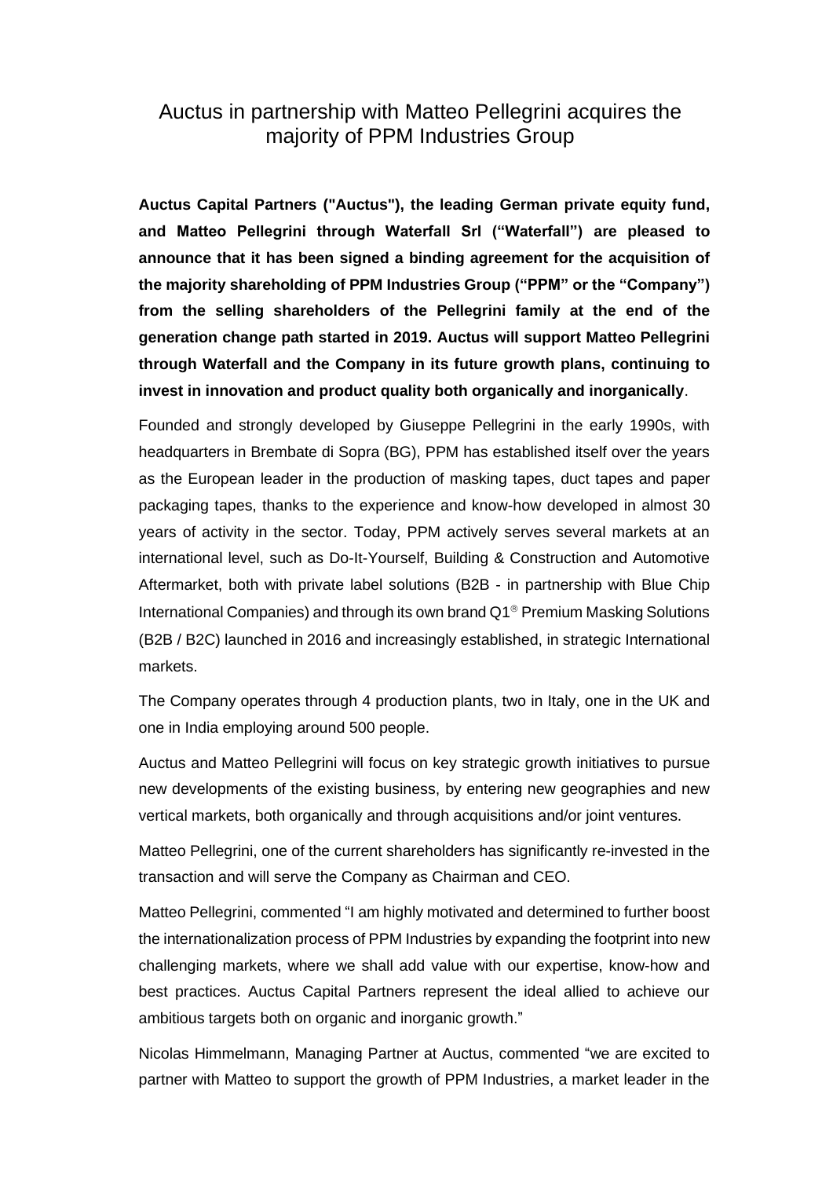# Auctus in partnership with Matteo Pellegrini acquires the majority of PPM Industries Group

**Auctus Capital Partners ("Auctus"), the leading German private equity fund, and Matteo Pellegrini through Waterfall Srl ("Waterfall") are pleased to announce that it has been signed a binding agreement for the acquisition of the majority shareholding of PPM Industries Group ("PPM" or the "Company") from the selling shareholders of the Pellegrini family at the end of the generation change path started in 2019. Auctus will support Matteo Pellegrini through Waterfall and the Company in its future growth plans, continuing to invest in innovation and product quality both organically and inorganically**.

Founded and strongly developed by Giuseppe Pellegrini in the early 1990s, with headquarters in Brembate di Sopra (BG), PPM has established itself over the years as the European leader in the production of masking tapes, duct tapes and paper packaging tapes, thanks to the experience and know-how developed in almost 30 years of activity in the sector. Today, PPM actively serves several markets at an international level, such as Do-It-Yourself, Building & Construction and Automotive Aftermarket, both with private label solutions (B2B - in partnership with Blue Chip International Companies) and through its own brand Q1® Premium Masking Solutions (B2B / B2C) launched in 2016 and increasingly established, in strategic International markets.

The Company operates through 4 production plants, two in Italy, one in the UK and one in India employing around 500 people.

Auctus and Matteo Pellegrini will focus on key strategic growth initiatives to pursue new developments of the existing business, by entering new geographies and new vertical markets, both organically and through acquisitions and/or joint ventures.

Matteo Pellegrini, one of the current shareholders has significantly re-invested in the transaction and will serve the Company as Chairman and CEO.

Matteo Pellegrini, commented "I am highly motivated and determined to further boost the internationalization process of PPM Industries by expanding the footprint into new challenging markets, where we shall add value with our expertise, know-how and best practices. Auctus Capital Partners represent the ideal allied to achieve our ambitious targets both on organic and inorganic growth."

Nicolas Himmelmann, Managing Partner at Auctus, commented "we are excited to partner with Matteo to support the growth of PPM Industries, a market leader in the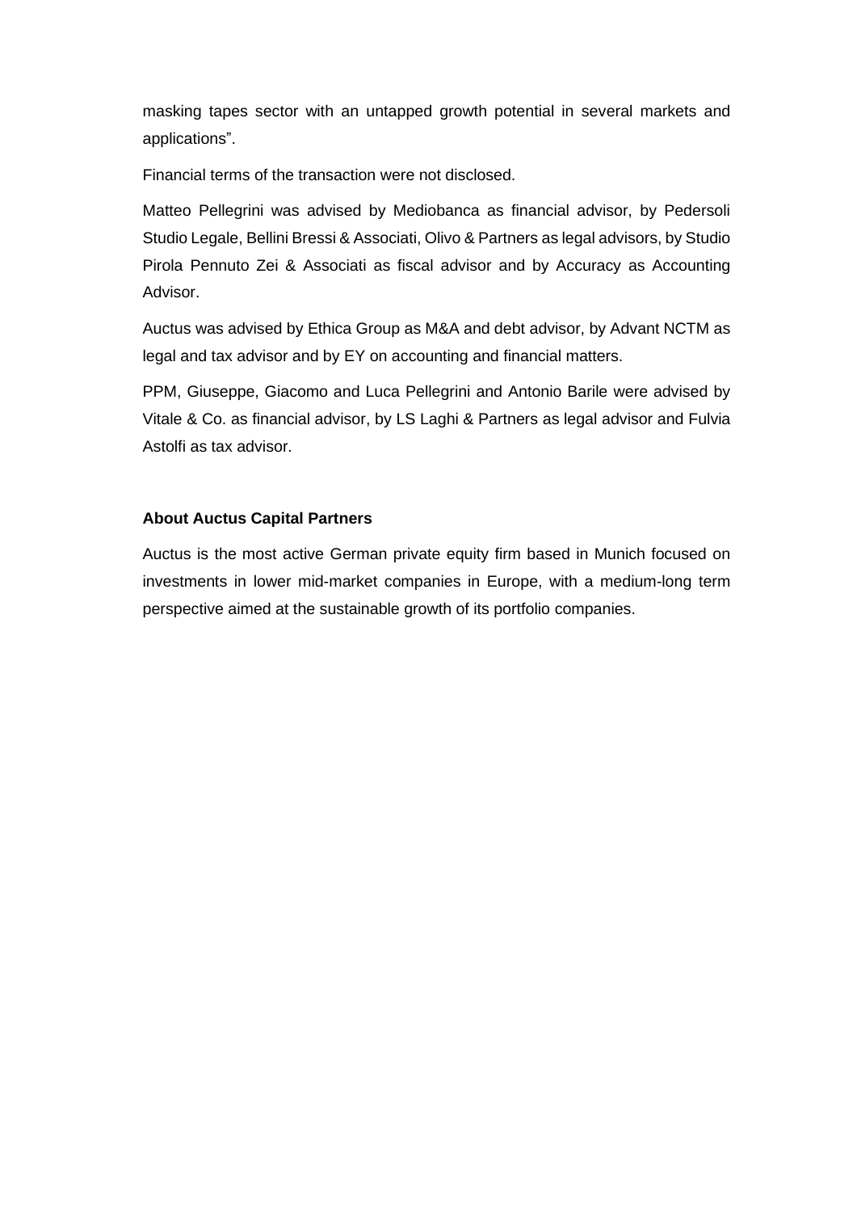masking tapes sector with an untapped growth potential in several markets and applications".

Financial terms of the transaction were not disclosed.

Matteo Pellegrini was advised by Mediobanca as financial advisor, by Pedersoli Studio Legale, Bellini Bressi & Associati, Olivo & Partners as legal advisors, by Studio Pirola Pennuto Zei & Associati as fiscal advisor and by Accuracy as Accounting Advisor.

Auctus was advised by Ethica Group as M&A and debt advisor, by Advant NCTM as legal and tax advisor and by EY on accounting and financial matters.

PPM, Giuseppe, Giacomo and Luca Pellegrini and Antonio Barile were advised by Vitale & Co. as financial advisor, by LS Laghi & Partners as legal advisor and Fulvia Astolfi as tax advisor.

**About Auctus Capital Partners**

Auctus is the most active German private equity firm based in Munich focused on investments in lower mid-market companies in Europe, with a medium-long term perspective aimed at the sustainable growth of its portfolio companies.